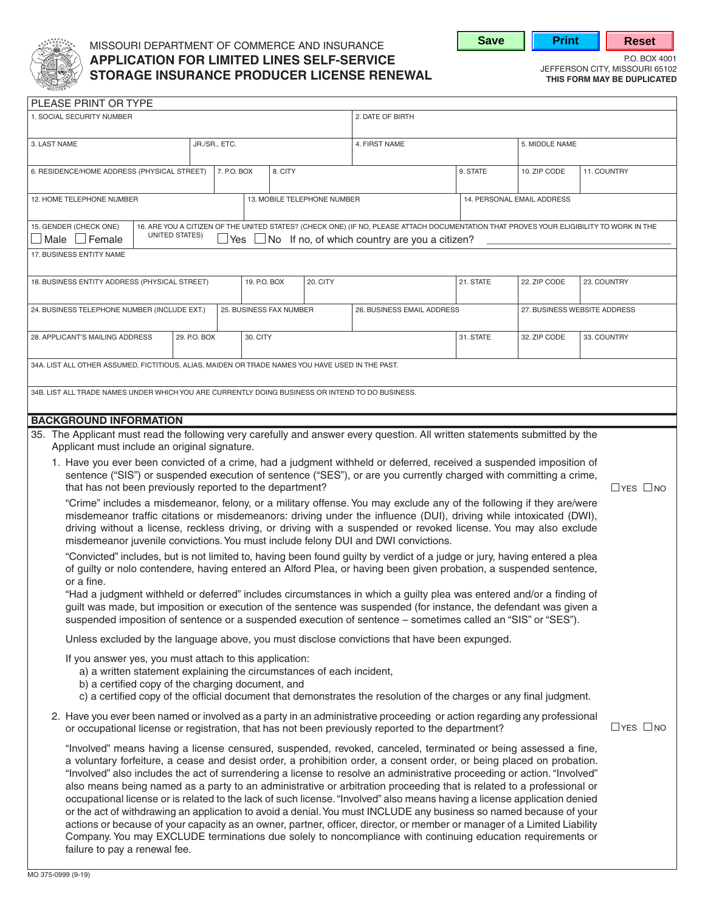MISSOURI DEPARTMENT OF COMMERCE AND INSURANCE

# APPLICATION FOR LIMITED LINES SELF-SERVICE STORAGE INSURANCE PRODUCER LICENSE RENEWAL

P.O. BOX 4001
JEFFERSON CITY, MISSOURI 65102
**THIS FORM MAY BE DUPLICATED**

PLEASE PRINT OR TYPE

| 1. SOCIAL SECURITY NUMBER | | | 2. DATE OF BIRTH | |
|---|---|---|---|---|
| 3. LAST NAME | JR./SR., ETC. | 4. FIRST NAME | 5. MIDDLE NAME | |

| 6. RESIDENCE/HOME ADDRESS (PHYSICAL STREET) | 7. P.O. BOX | 8. CITY | 9. STATE | 10. ZIP CODE | 11. COUNTRY |
|---|---|---|---|---|---|

| 12. HOME TELEPHONE NUMBER | 13. MOBILE TELEPHONE NUMBER | 14. PERSONAL EMAIL ADDRESS |
|---|---|---|

15. GENDER (CHECK ONE) ☐ Male ☐ Female

16. ARE YOU A CITIZEN OF THE UNITED STATES? (CHECK ONE) (IF NO, PLEASE ATTACH DOCUMENTATION THAT PROVES YOUR ELIGIBILITY TO WORK IN THE UNITED STATES) ☐ Yes ☐ No If no, of which country are you a citizen? ______________________

17. BUSINESS ENTITY NAME

| 18. BUSINESS ENTITY ADDRESS (PHYSICAL STREET) | 19. P.O. BOX | 20. CITY | 21. STATE | 22. ZIP CODE | 23. COUNTRY |
|---|---|---|---|---|---|

| 24. BUSINESS TELEPHONE NUMBER (INCLUDE EXT.) | 25. BUSINESS FAX NUMBER | 26. BUSINESS EMAIL ADDRESS | 27. BUSINESS WEBSITE ADDRESS |
|---|---|---|---|

| 28. APPLICANT'S MAILING ADDRESS | 29. P.O. BOX | 30. CITY | 31. STATE | 32. ZIP CODE | 33. COUNTRY |
|---|---|---|---|---|---|

34A. LIST ALL OTHER ASSUMED, FICTITIOUS, ALIAS, MAIDEN OR TRADE NAMES YOU HAVE USED IN THE PAST.

34B. LIST ALL TRADE NAMES UNDER WHICH YOU ARE CURRENTLY DOING BUSINESS OR INTEND TO DO BUSINESS.

## BACKGROUND INFORMATION

35. The Applicant must read the following very carefully and answer every question. All written statements submitted by the Applicant must include an original signature.

1. Have you ever been convicted of a crime, had a judgment withheld or deferred, received a suspended imposition of sentence ("SIS") or suspended execution of sentence ("SES"), or are you currently charged with committing a crime, that has not been previously reported to the department? ☐YES ☐NO

   "Crime" includes a misdemeanor, felony, or a military offense. You may exclude any of the following if they are/were misdemeanor traffic citations or misdemeanors: driving under the influence (DUI), driving while intoxicated (DWI), driving without a license, reckless driving, or driving with a suspended or revoked license. You may also exclude misdemeanor juvenile convictions. You must include felony DUI and DWI convictions.

   "Convicted" includes, but is not limited to, having been found guilty by verdict of a judge or jury, having entered a plea of guilty or nolo contendere, having entered an Alford Plea, or having been given probation, a suspended sentence, or a fine.

   "Had a judgment withheld or deferred" includes circumstances in which a guilty plea was entered and/or a finding of guilt was made, but imposition or execution of the sentence was suspended (for instance, the defendant was given a suspended imposition of sentence or a suspended execution of sentence – sometimes called an "SIS" or "SES").

   Unless excluded by the language above, you must disclose convictions that have been expunged.

   If you answer yes, you must attach to this application:
   a) a written statement explaining the circumstances of each incident,
   b) a certified copy of the charging document, and
   c) a certified copy of the official document that demonstrates the resolution of the charges or any final judgment.

2. Have you ever been named or involved as a party in an administrative proceeding or action regarding any professional or occupational license or registration, that has not been previously reported to the department? ☐YES ☐NO

   "Involved" means having a license censured, suspended, revoked, canceled, terminated or being assessed a fine, a voluntary forfeiture, a cease and desist order, a prohibition order, a consent order, or being placed on probation. "Involved" also includes the act of surrendering a license to resolve an administrative proceeding or action. "Involved" also means being named as a party to an administrative or arbitration proceeding that is related to a professional or occupational license or is related to the lack of such license. "Involved" also means having a license application denied or the act of withdrawing an application to avoid a denial. You must INCLUDE any business so named because of your actions or because of your capacity as an owner, partner, officer, director, or member or manager of a Limited Liability Company. You may EXCLUDE terminations due solely to noncompliance with continuing education requirements or failure to pay a renewal fee.

MO 375-0999 (9-19)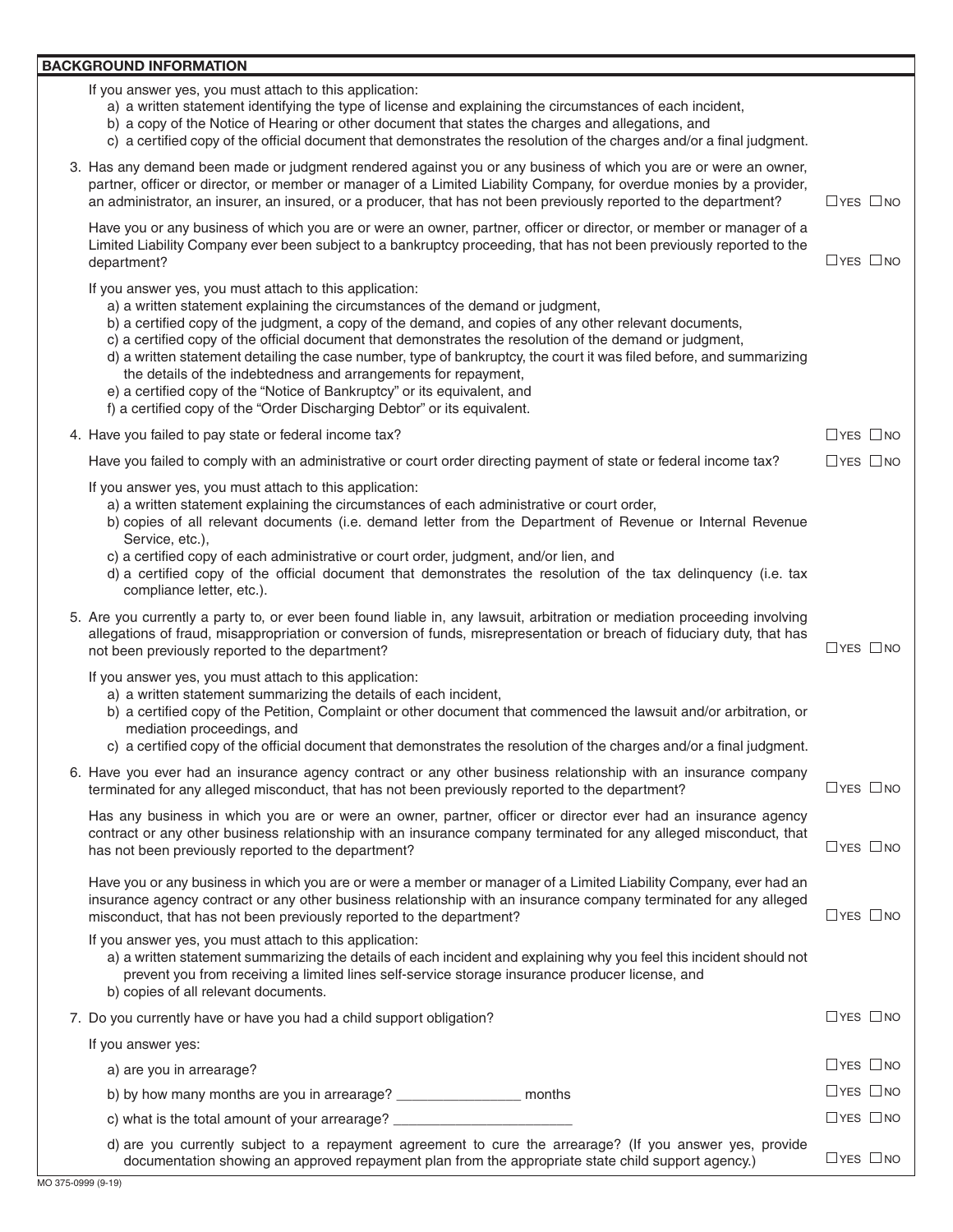## BACKGROUND INFORMATION

If you answer yes, you must attach to this application:

a) a written statement identifying the type of license and explaining the circumstances of each incident,
b) a copy of the Notice of Hearing or other document that states the charges and allegations, and
c) a certified copy of the official document that demonstrates the resolution of the charges and/or a final judgment.

3. Has any demand been made or judgment rendered against you or any business of which you are or were an owner, partner, officer or director, or member or manager of a Limited Liability Company, for overdue monies by a provider, an administrator, an insurer, an insured, or a producer, that has not been previously reported to the department? ☐ YES ☐ NO

   Have you or any business of which you are or were an owner, partner, officer or director, or member or manager of a Limited Liability Company ever been subject to a bankruptcy proceeding, that has not been previously reported to the department? ☐ YES ☐ NO

   If you answer yes, you must attach to this application:

   a) a written statement explaining the circumstances of the demand or judgment,
   b) a certified copy of the judgment, a copy of the demand, and copies of any other relevant documents,
   c) a certified copy of the official document that demonstrates the resolution of the demand or judgment,
   d) a written statement detailing the case number, type of bankruptcy, the court it was filed before, and summarizing the details of the indebtedness and arrangements for repayment,
   e) a certified copy of the "Notice of Bankruptcy" or its equivalent, and
   f) a certified copy of the "Order Discharging Debtor" or its equivalent.

4. Have you failed to pay state or federal income tax? ☐ YES ☐ NO

   Have you failed to comply with an administrative or court order directing payment of state or federal income tax? ☐ YES ☐ NO

   If you answer yes, you must attach to this application:

   a) a written statement explaining the circumstances of each administrative or court order,
   b) copies of all relevant documents (i.e. demand letter from the Department of Revenue or Internal Revenue Service, etc.),
   c) a certified copy of each administrative or court order, judgment, and/or lien, and
   d) a certified copy of the official document that demonstrates the resolution of the tax delinquency (i.e. tax compliance letter, etc.).

5. Are you currently a party to, or ever been found liable in, any lawsuit, arbitration or mediation proceeding involving allegations of fraud, misappropriation or conversion of funds, misrepresentation or breach of fiduciary duty, that has not been previously reported to the department? ☐ YES ☐ NO

   If you answer yes, you must attach to this application:

   a) a written statement summarizing the details of each incident,
   b) a certified copy of the Petition, Complaint or other document that commenced the lawsuit and/or arbitration, or mediation proceedings, and
   c) a certified copy of the official document that demonstrates the resolution of the charges and/or a final judgment.

6. Have you ever had an insurance agency contract or any other business relationship with an insurance company terminated for any alleged misconduct, that has not been previously reported to the department? ☐ YES ☐ NO

   Has any business in which you are or were an owner, partner, officer or director ever had an insurance agency contract or any other business relationship with an insurance company terminated for any alleged misconduct, that has not been previously reported to the department? ☐ YES ☐ NO

   Have you or any business in which you are or were a member or manager of a Limited Liability Company, ever had an insurance agency contract or any other business relationship with an insurance company terminated for any alleged misconduct, that has not been previously reported to the department? ☐ YES ☐ NO

   If you answer yes, you must attach to this application:

   a) a written statement summarizing the details of each incident and explaining why you feel this incident should not prevent you from receiving a limited lines self-service storage insurance producer license, and
   b) copies of all relevant documents.

7. Do you currently have or have you had a child support obligation? ☐ YES ☐ NO

   If you answer yes:

   a) are you in arrearage? ☐ YES ☐ NO
   b) by how many months are you in arrearage? _______________ months ☐ YES ☐ NO
   c) what is the total amount of your arrearage? ______________________ ☐ YES ☐ NO
   d) are you currently subject to a repayment agreement to cure the arrearage? (If you answer yes, provide documentation showing an approved repayment plan from the appropriate state child support agency.) ☐ YES ☐ NO

MO 375-0999 (9-19)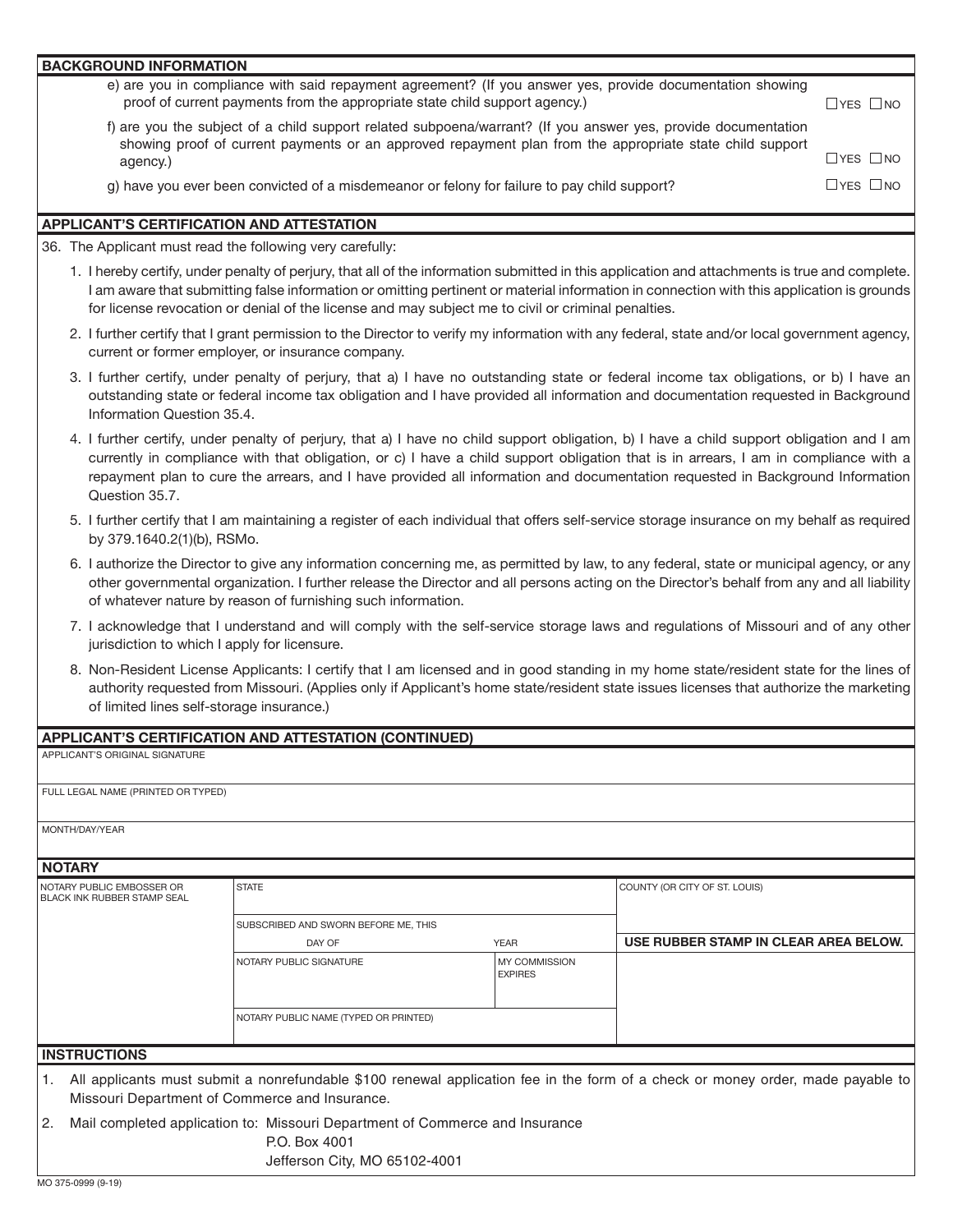## BACKGROUND INFORMATION

e) are you in compliance with said repayment agreement? (If you answer yes, provide documentation showing proof of current payments from the appropriate state child support agency.) ☐YES ☐NO

f) are you the subject of a child support related subpoena/warrant? (If you answer yes, provide documentation showing proof of current payments or an approved repayment plan from the appropriate state child support agency.) ☐YES ☐NO

g) have you ever been convicted of a misdemeanor or felony for failure to pay child support? ☐YES ☐NO

## APPLICANT'S CERTIFICATION AND ATTESTATION

36. The Applicant must read the following very carefully:

1. I hereby certify, under penalty of perjury, that all of the information submitted in this application and attachments is true and complete. I am aware that submitting false information or omitting pertinent or material information in connection with this application is grounds for license revocation or denial of the license and may subject me to civil or criminal penalties.
2. I further certify that I grant permission to the Director to verify my information with any federal, state and/or local government agency, current or former employer, or insurance company.
3. I further certify, under penalty of perjury, that a) I have no outstanding state or federal income tax obligations, or b) I have an outstanding state or federal income tax obligation and I have provided all information and documentation requested in Background Information Question 35.4.
4. I further certify, under penalty of perjury, that a) I have no child support obligation, b) I have a child support obligation and I am currently in compliance with that obligation, or c) I have a child support obligation that is in arrears, I am in compliance with a repayment plan to cure the arrears, and I have provided all information and documentation requested in Background Information Question 35.7.
5. I further certify that I am maintaining a register of each individual that offers self-service storage insurance on my behalf as required by 379.1640.2(1)(b), RSMo.
6. I authorize the Director to give any information concerning me, as permitted by law, to any federal, state or municipal agency, or any other governmental organization. I further release the Director and all persons acting on the Director's behalf from any and all liability of whatever nature by reason of furnishing such information.
7. I acknowledge that I understand and will comply with the self-service storage laws and regulations of Missouri and of any other jurisdiction to which I apply for licensure.
8. Non-Resident License Applicants: I certify that I am licensed and in good standing in my home state/resident state for the lines of authority requested from Missouri. (Applies only if Applicant's home state/resident state issues licenses that authorize the marketing of limited lines self-storage insurance.)

## APPLICANT'S CERTIFICATION AND ATTESTATION (CONTINUED)

APPLICANT'S ORIGINAL SIGNATURE

FULL LEGAL NAME (PRINTED OR TYPED)

MONTH/DAY/YEAR

## NOTARY

| | | | |
|---|---|---|---|
| NOTARY PUBLIC EMBOSSER OR BLACK INK RUBBER STAMP SEAL | STATE | | COUNTY (OR CITY OF ST. LOUIS) |
| | SUBSCRIBED AND SWORN BEFORE ME, THIS DAY OF | YEAR | **USE RUBBER STAMP IN CLEAR AREA BELOW.** |
| | NOTARY PUBLIC SIGNATURE | MY COMMISSION EXPIRES | |
| | NOTARY PUBLIC NAME (TYPED OR PRINTED) | | |

## INSTRUCTIONS

1. All applicants must submit a nonrefundable $100 renewal application fee in the form of a check or money order, made payable to Missouri Department of Commerce and Insurance.
2. Mail completed application to: Missouri Department of Commerce and Insurance
   P.O. Box 4001
   Jefferson City, MO 65102-4001

MO 375-0999 (9-19)